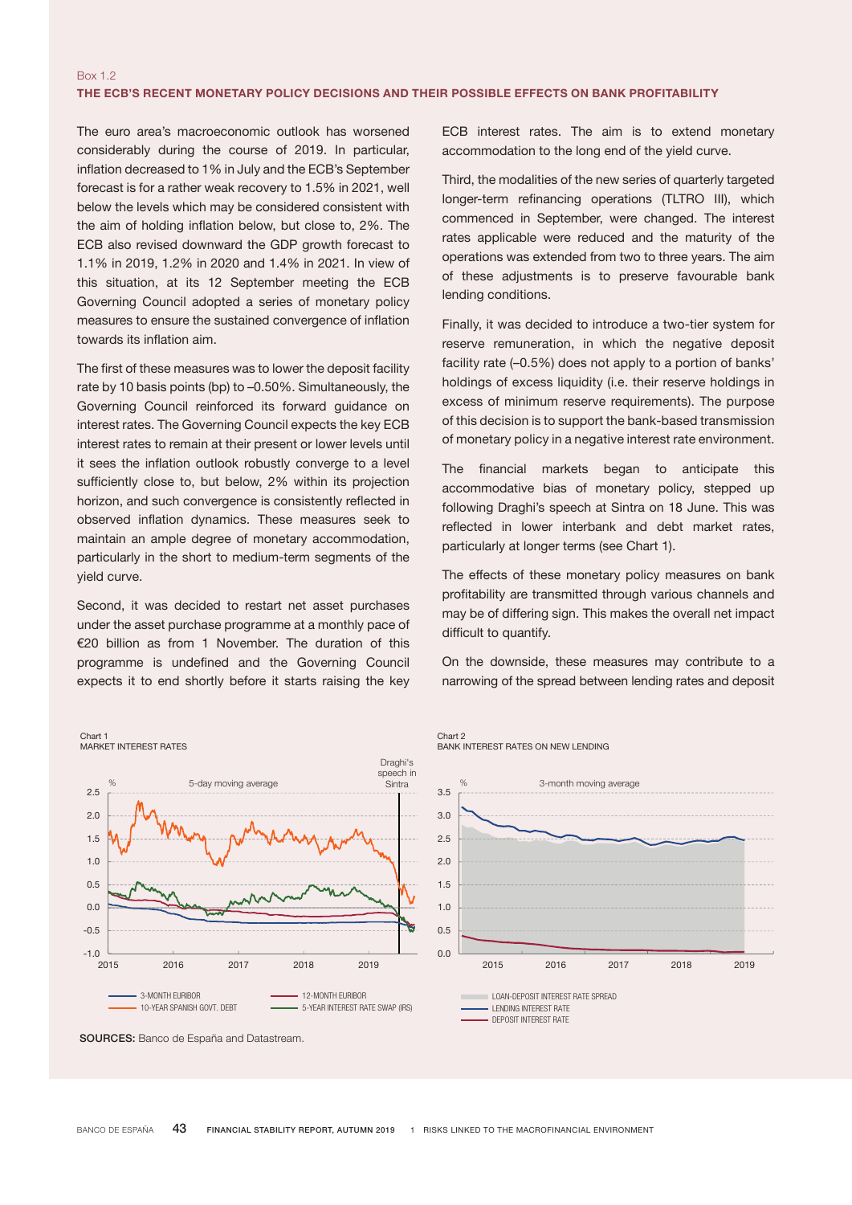Box 1.2

## THE ECB'S RECENT MONETARY POLICY DECISIONS AND THEIR POSSIBLE EFFECTS ON BANK PROFITABILITY

The euro area's macroeconomic outlook has worsened considerably during the course of 2019. In particular, inflation decreased to 1% in July and the ECB's September forecast is for a rather weak recovery to 1.5% in 2021, well below the levels which may be considered consistent with the aim of holding inflation below, but close to, 2%. The ECB also revised downward the GDP growth forecast to 1.1% in 2019, 1.2% in 2020 and 1.4% in 2021. In view of this situation, at its 12 September meeting the ECB Governing Council adopted a series of monetary policy measures to ensure the sustained convergence of inflation towards its inflation aim.

The first of these measures was to lower the deposit facility rate by 10 basis points (bp) to –0.50%. Simultaneously, the Governing Council reinforced its forward guidance on interest rates. The Governing Council expects the key ECB interest rates to remain at their present or lower levels until it sees the inflation outlook robustly converge to a level sufficiently close to, but below, 2% within its projection horizon, and such convergence is consistently reflected in observed inflation dynamics. These measures seek to maintain an ample degree of monetary accommodation, particularly in the short to medium-term segments of the yield curve.

Second, it was decided to restart net asset purchases under the asset purchase programme at a monthly pace of €20 billion as from 1 November. The duration of this programme is undefined and the Governing Council expects it to end shortly before it starts raising the key ECB interest rates. The aim is to extend monetary accommodation to the long end of the yield curve.

Third, the modalities of the new series of quarterly targeted longer-term refinancing operations (TLTRO III), which commenced in September, were changed. The interest rates applicable were reduced and the maturity of the operations was extended from two to three years. The aim of these adjustments is to preserve favourable bank lending conditions.

Finally, it was decided to introduce a two-tier system for reserve remuneration, in which the negative deposit facility rate (–0.5%) does not apply to a portion of banks' holdings of excess liquidity (i.e. their reserve holdings in excess of minimum reserve requirements). The purpose of this decision is to support the bank-based transmission of monetary policy in a negative interest rate environment.

The financial markets began to anticipate this accommodative bias of monetary policy, stepped up following Draghi's speech at Sintra on 18 June. This was reflected in lower interbank and debt market rates, particularly at longer terms (see Chart 1).

The effects of these monetary policy measures on bank profitability are transmitted through various channels and may be of differing sign. This makes the overall net impact difficult to quantify.

On the downside, these measures may contribute to a narrowing of the spread between lending rates and deposit

Chart 1
MARKET INTEREST RATES

Chart 2
BANK INTEREST RATES ON NEW LENDING

**SOURCES:** Banco de España and Datastream.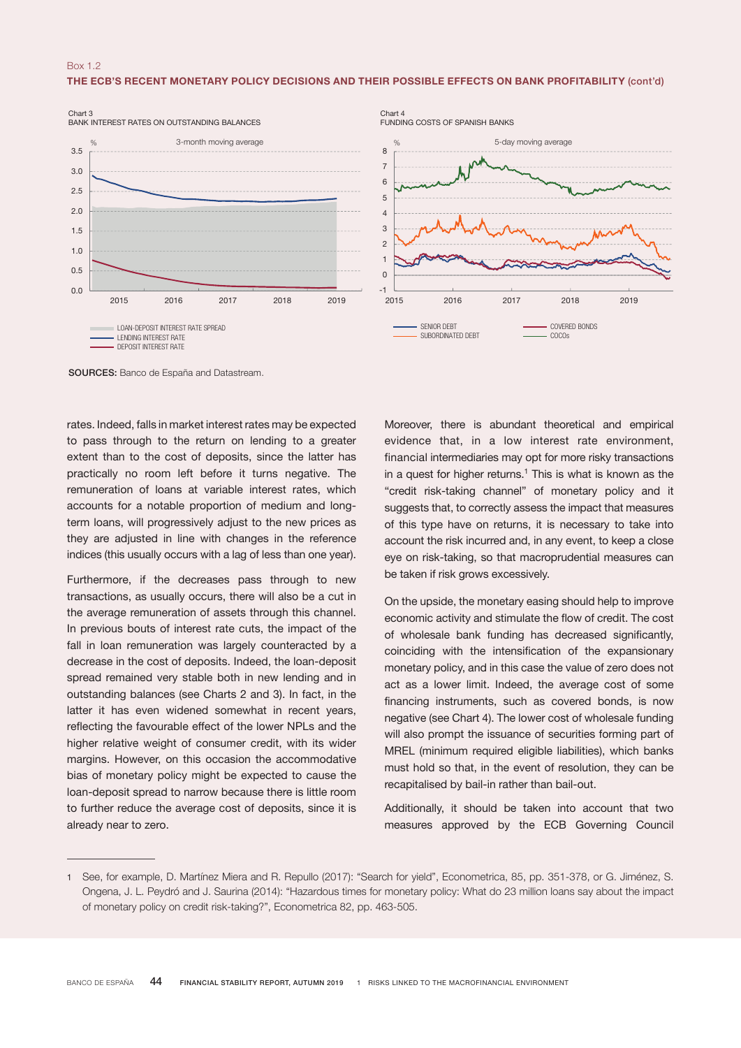Box 1.2

**THE ECB'S RECENT MONETARY POLICY DECISIONS AND THEIR POSSIBLE EFFECTS ON BANK PROFITABILITY (cont'd)**

Chart 3
BANK INTEREST RATES ON OUTSTANDING BALANCES

3-month moving average

- LOAN-DEPOSIT INTEREST RATE SPREAD
- LENDING INTEREST RATE
- DEPOSIT INTEREST RATE

Chart 4
FUNDING COSTS OF SPANISH BANKS

5-day moving average

- SENIOR DEBT
- SUBORDINATED DEBT
- COVERED BONDS
- COCOs

**SOURCES:** Banco de España and Datastream.

rates. Indeed, falls in market interest rates may be expected to pass through to the return on lending to a greater extent than to the cost of deposits, since the latter has practically no room left before it turns negative. The remuneration of loans at variable interest rates, which accounts for a notable proportion of medium and long-term loans, will progressively adjust to the new prices as they are adjusted in line with changes in the reference indices (this usually occurs with a lag of less than one year).

Furthermore, if the decreases pass through to new transactions, as usually occurs, there will also be a cut in the average remuneration of assets through this channel. In previous bouts of interest rate cuts, the impact of the fall in loan remuneration was largely counteracted by a decrease in the cost of deposits. Indeed, the loan-deposit spread remained very stable both in new lending and in outstanding balances (see Charts 2 and 3). In fact, in the latter it has even widened somewhat in recent years, reflecting the favourable effect of the lower NPLs and the higher relative weight of consumer credit, with its wider margins. However, on this occasion the accommodative bias of monetary policy might be expected to cause the loan-deposit spread to narrow because there is little room to further reduce the average cost of deposits, since it is already near to zero.

Moreover, there is abundant theoretical and empirical evidence that, in a low interest rate environment, financial intermediaries may opt for more risky transactions in a quest for higher returns.[1] This is what is known as the "credit risk-taking channel" of monetary policy and it suggests that, to correctly assess the impact that measures of this type have on returns, it is necessary to take into account the risk incurred and, in any event, to keep a close eye on risk-taking, so that macroprudential measures can be taken if risk grows excessively.

On the upside, the monetary easing should help to improve economic activity and stimulate the flow of credit. The cost of wholesale bank funding has decreased significantly, coinciding with the intensification of the expansionary monetary policy, and in this case the value of zero does not act as a lower limit. Indeed, the average cost of some financing instruments, such as covered bonds, is now negative (see Chart 4). The lower cost of wholesale funding will also prompt the issuance of securities forming part of MREL (minimum required eligible liabilities), which banks must hold so that, in the event of resolution, they can be recapitalised by bail-in rather than bail-out.

Additionally, it should be taken into account that two measures approved by the ECB Governing Council

1 See, for example, D. Martínez Miera and R. Repullo (2017): "Search for yield", Econometrica, 85, pp. 351-378, or G. Jiménez, S. Ongena, J. L. Peydró and J. Saurina (2014): "Hazardous times for monetary policy: What do 23 million loans say about the impact of monetary policy on credit risk-taking?", Econometrica 82, pp. 463-505.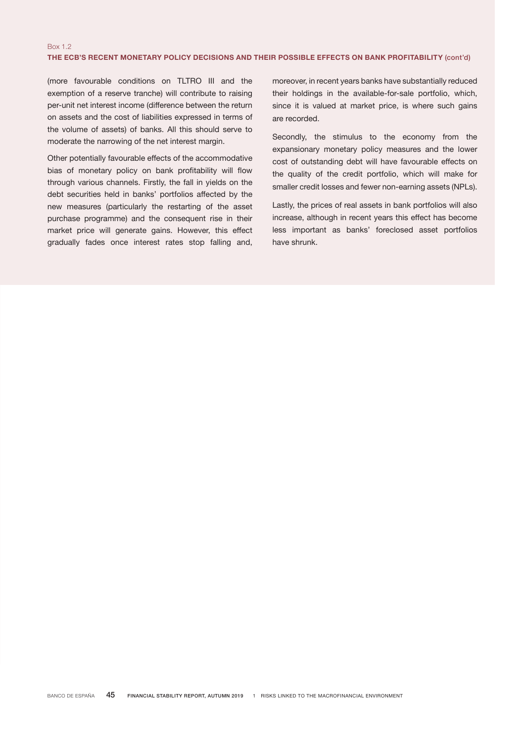Box 1.2

**THE ECB'S RECENT MONETARY POLICY DECISIONS AND THEIR POSSIBLE EFFECTS ON BANK PROFITABILITY (cont'd)**

(more favourable conditions on TLTRO III and the exemption of a reserve tranche) will contribute to raising per-unit net interest income (difference between the return on assets and the cost of liabilities expressed in terms of the volume of assets) of banks. All this should serve to moderate the narrowing of the net interest margin.

Other potentially favourable effects of the accommodative bias of monetary policy on bank profitability will flow through various channels. Firstly, the fall in yields on the debt securities held in banks' portfolios affected by the new measures (particularly the restarting of the asset purchase programme) and the consequent rise in their market price will generate gains. However, this effect gradually fades once interest rates stop falling and, moreover, in recent years banks have substantially reduced their holdings in the available-for-sale portfolio, which, since it is valued at market price, is where such gains are recorded.

Secondly, the stimulus to the economy from the expansionary monetary policy measures and the lower cost of outstanding debt will have favourable effects on the quality of the credit portfolio, which will make for smaller credit losses and fewer non-earning assets (NPLs).

Lastly, the prices of real assets in bank portfolios will also increase, although in recent years this effect has become less important as banks' foreclosed asset portfolios have shrunk.